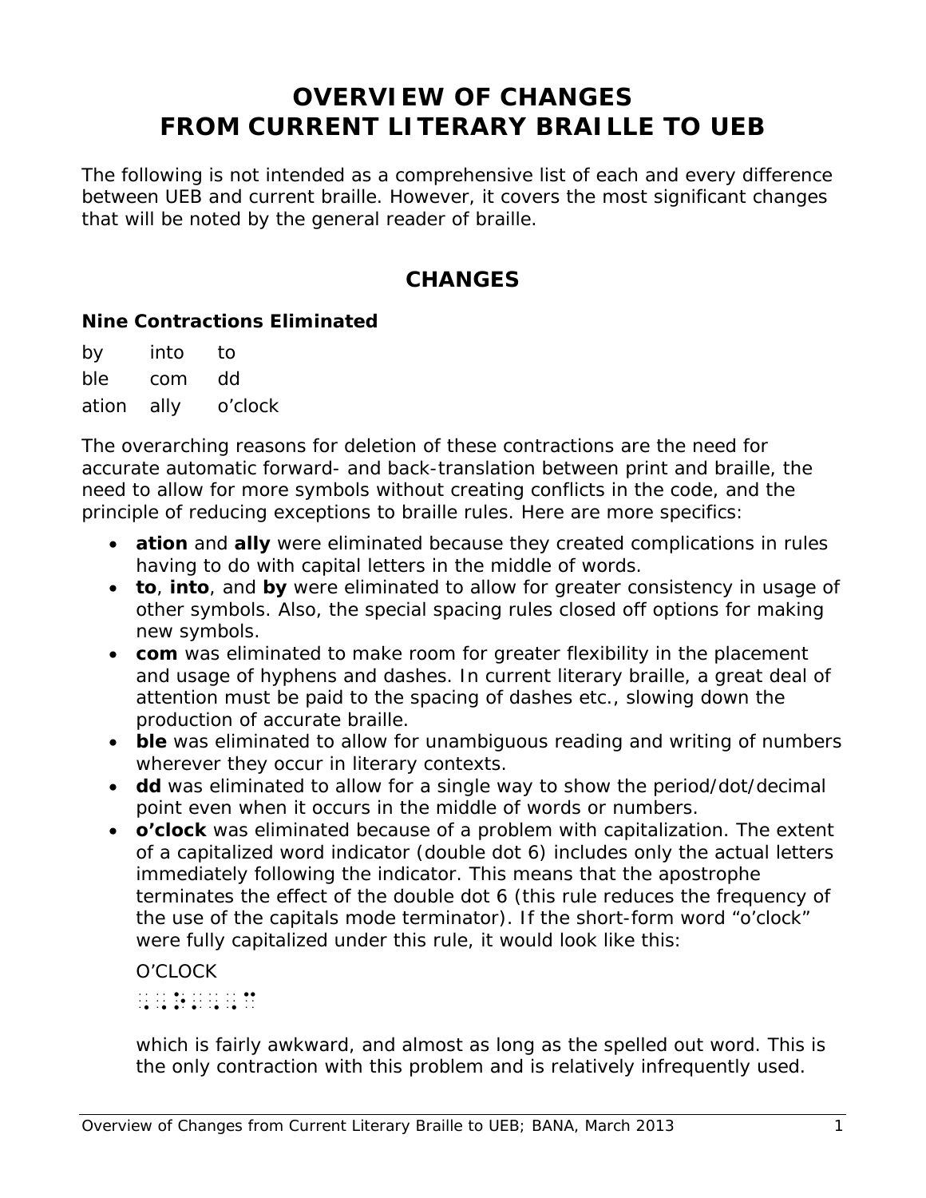# OVERVIEW OF CHANGES
# FROM CURRENT LITERARY BRAILLE TO UEB

The following is not intended as a comprehensive list of each and every difference between UEB and current braille. However, it covers the most significant changes that will be noted by the general reader of braille.

## CHANGES

### Nine Contractions Eliminated

by    into    to

ble    com    dd

ation    ally    o'clock

The overarching reasons for deletion of these contractions are the need for accurate automatic forward- and back-translation between print and braille, the need to allow for more symbols without creating conflicts in the code, and the principle of reducing exceptions to braille rules. Here are more specifics:

- **ation** and **ally** were eliminated because they created complications in rules having to do with capital letters in the middle of words.
- **to**, **into**, and **by** were eliminated to allow for greater consistency in usage of other symbols. Also, the special spacing rules closed off options for making new symbols.
- **com** was eliminated to make room for greater flexibility in the placement and usage of hyphens and dashes. In current literary braille, a great deal of attention must be paid to the spacing of dashes etc., slowing down the production of accurate braille.
- **ble** was eliminated to allow for unambiguous reading and writing of numbers wherever they occur in literary contexts.
- **dd** was eliminated to allow for a single way to show the period/dot/decimal point even when it occurs in the middle of words or numbers.
- **o'clock** was eliminated because of a problem with capitalization. The extent of a capitalized word indicator (double dot 6) includes only the actual letters immediately following the indicator. This means that the apostrophe terminates the effect of the double dot 6 (this rule reduces the frequency of the use of the capitals mode terminator). If the short-form word "o'clock" were fully capitalized under this rule, it would look like this:

  O'CLOCK

  ⠠⠠⠕⠄⠠⠠⠉

  which is fairly awkward, and almost as long as the spelled out word. This is the only contraction with this problem and is relatively infrequently used.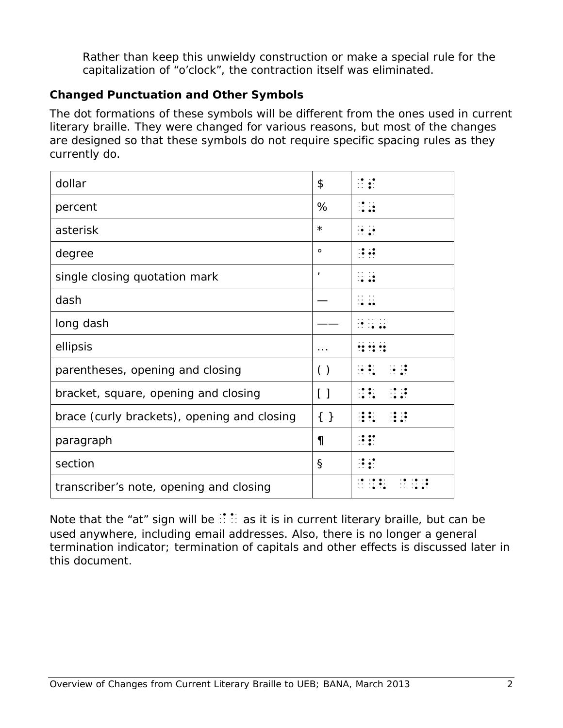Rather than keep this unwieldy construction or make a special rule for the capitalization of “o’clock”, the contraction itself was eliminated.

**Changed Punctuation and Other Symbols**

The dot formations of these symbols will be different from the ones used in current literary braille. They were changed for various reasons, but most of the changes are designed so that these symbols do not require specific spacing rules as they currently do.

| | | |
|---|---|---|
| dollar | $ | ⠈⠙ |
| percent | % | ⠨⠴ |
| asterisk | * | ⠐⠔ |
| degree | ° | ⠘⠚ |
| single closing quotation mark | ’ | ⠠⠴ |
| dash | — | ⠠⠤ |
| long dash | —— | ⠐⠠⠤ |
| ellipsis | ... | ⠲⠲⠲ |
| parentheses, opening and closing | ( ) | ⠐⠣ ⠐⠜ |
| bracket, square, opening and closing | [ ] | ⠨⠣ ⠨⠜ |
| brace (curly brackets), opening and closing | { } | ⠸⠣ ⠸⠜ |
| paragraph | ¶ | ⠘⠏ |
| section | § | ⠘⠎ |
| transcriber’s note, opening and closing | | ⠈⠨⠣ ⠈⠨⠜ |

Note that the “at” sign will be ⠈⠁ as it is in current literary braille, but can be used anywhere, including email addresses. Also, there is no longer a general termination indicator; termination of capitals and other effects is discussed later in this document.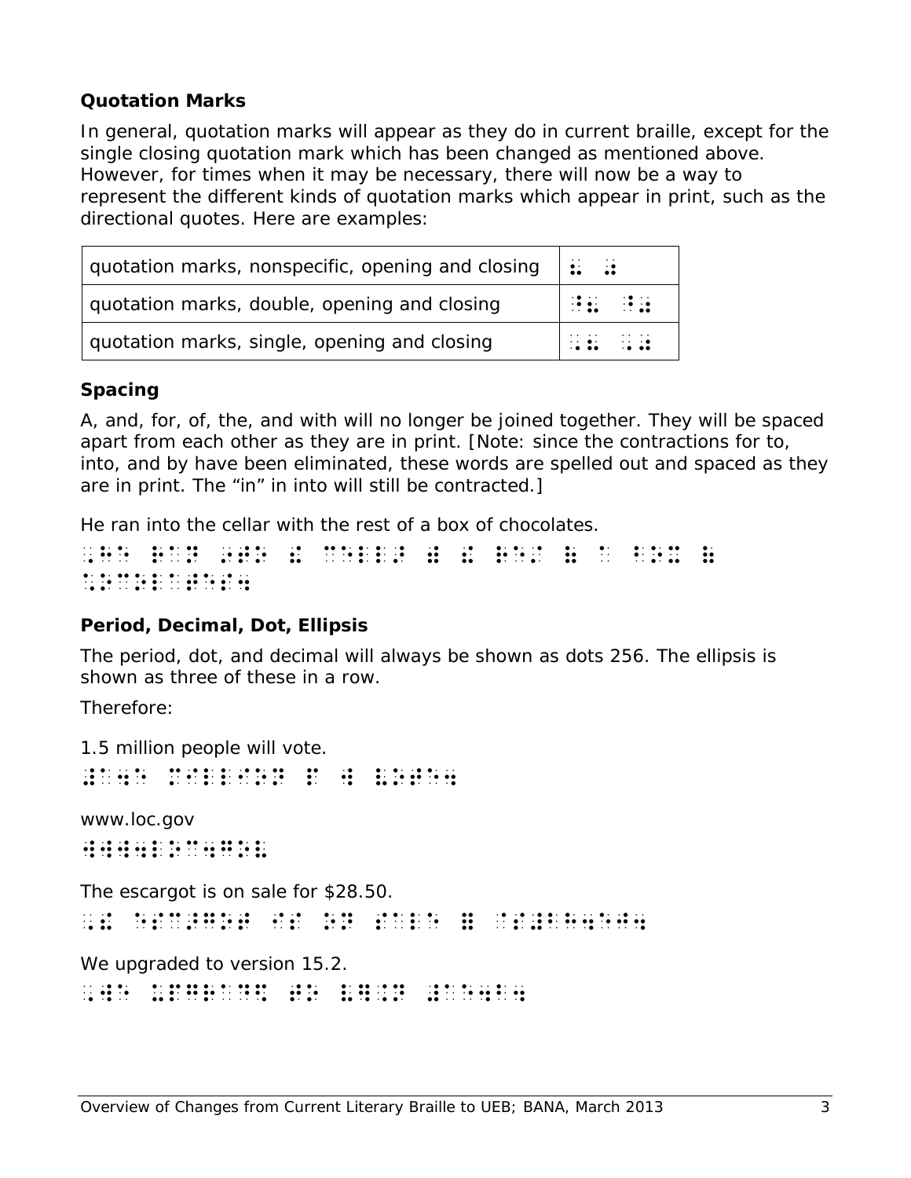### Quotation Marks

In general, quotation marks will appear as they do in current braille, except for the single closing quotation mark which has been changed as mentioned above. However, for times when it may be necessary, there will now be a way to represent the different kinds of quotation marks which appear in print, such as the directional quotes. Here are examples:

| | |
|---|---|
| quotation marks, nonspecific, opening and closing | ⠦ ⠴ |
| quotation marks, double, opening and closing | ⠘⠦ ⠘⠴ |
| quotation marks, single, opening and closing | ⠠⠦ ⠠⠴ |

### Spacing

A, and, for, of, the, and with will no longer be joined together. They will be spaced apart from each other as they are in print. [Note: since the contractions for to, into, and by have been eliminated, these words are spelled out and spaced as they are in print. The "in" in into will still be contracted.]

He ran into the cellar with the rest of a box of chocolates.

⠠⠓⠑ ⠗⠁⠝ ⠔⠞⠕ ⠮ ⠉⠑⠇⠇⠜ ⠾ ⠮ ⠗⠑⠌ ⠷ ⠁ ⠃⠕⠭ ⠷
⠡⠕⠉⠕⠇⠁⠞⠑⠎⠲

### Period, Decimal, Dot, Ellipsis

The period, dot, and decimal will always be shown as dots 256. The ellipsis is shown as three of these in a row.

Therefore:

1.5 million people will vote.

⠼⠁⠲⠑ ⠍⠊⠇⠇⠊⠕⠝ ⠏ ⠺ ⠧⠕⠞⠑⠲

www.loc.gov

⠺⠺⠺⠲⠇⠕⠉⠲⠛⠕⠧

The escargot is on sale for $28.50.

⠠⠮ ⠑⠎⠉⠜⠛⠕⠞ ⠊⠎ ⠕⠝ ⠎⠁⠇⠑ ⠿ ⠈⠎⠼⠃⠓⠲⠑⠚⠲

We upgraded to version 15.2.

⠠⠺⠑ ⠥⠏⠛⠗⠁⠙⠫ ⠞⠕ ⠧⠻⠨⠝ ⠼⠁⠑⠲⠃⠲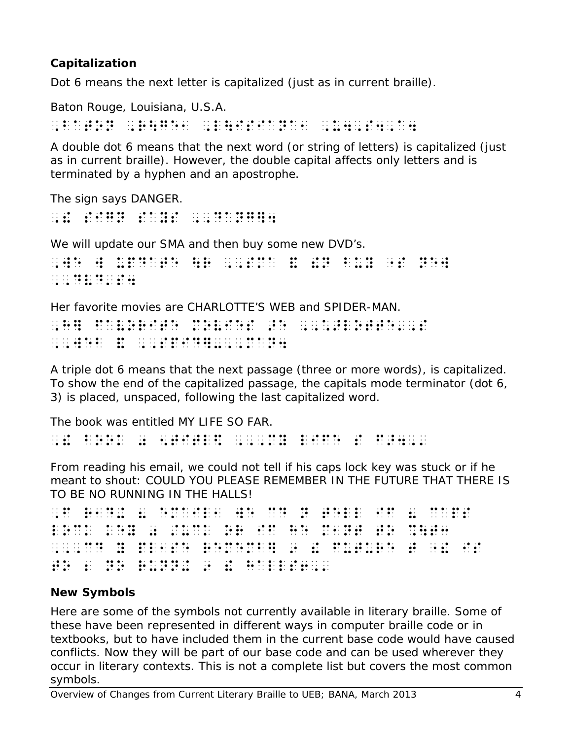### Capitalization

Dot 6 means the next letter is capitalized (just as in current braille).

Baton Rouge, Louisiana, U.S.A.

⠠⠃⠁⠞⠕⠝ ⠠⠗⠳⠛⠑⠂ ⠠⠇⠳⠊⠎⠊⠁⠝⠁⠂ ⠠⠥⠲⠠⠎⠲⠠⠁⠲

A double dot 6 means that the next word (or string of letters) is capitalized (just as in current braille). However, the double capital affects only letters and is terminated by a hyphen and an apostrophe.

The sign says DANGER.

⠠⠮ ⠎⠊⠛⠝ ⠎⠁⠽⠎ ⠠⠠⠙⠁⠝⠛⠻⠲

We will update our SMA and then buy some new DVD's.

⠠⠺⠑ ⠺ ⠥⠏⠙⠁⠞⠑ ⠳⠗ ⠠⠠⠎⠍⠁ ⠯ ⠮⠝ ⠃⠥⠽ ⠐⠎ ⠝⠑⠺
⠠⠠⠙⠧⠙⠄⠎⠲

Her favorite movies are CHARLOTTE'S WEB and SPIDER-MAN.

⠠⠓⠻ ⠋⠁⠧⠕⠗⠊⠞⠑ ⠍⠕⠧⠊⠑⠎ ⠜⠑ ⠠⠠⠡⠜⠇⠕⠞⠞⠑⠄⠎
⠠⠠⠺⠑⠃ ⠯ ⠠⠠⠎⠏⠊⠙⠻⠤⠠⠠⠍⠁⠝⠲

A triple dot 6 means that the next passage (three or more words), is capitalized. To show the end of the capitalized passage, the capitals mode terminator (dot 6, 3) is placed, unspaced, following the last capitalized word.

The book was entitled MY LIFE SO FAR.

⠠⠮ ⠃⠕⠕⠅ ⠴ ⠢⠞⠊⠞⠇⠫ ⠠⠠⠠⠍⠽ ⠇⠊⠋⠑ ⠎ ⠋⠜⠲⠠⠄

From reading his email, we could not tell if his caps lock key was stuck or if he meant to shout: COULD YOU PLEASE REMEMBER IN THE FUTURE THAT THERE IS TO BE NO RUNNING IN THE HALLS!

⠠⠋ ⠗⠂⠙⠬ ⠦ ⠑⠍⠁⠊⠇⠂ ⠺⠑ ⠉⠙ ⠝ ⠞⠑⠇⠇ ⠊⠋ ⠦ ⠉⠁⠏⠎
⠇⠕⠉⠅ ⠅⠑⠽ ⠴ ⠌⠥⠉⠅ ⠕⠗ ⠊⠋ ⠓⠑ ⠍⠂⠝⠞ ⠖⠩⠳⠞⠒
⠠⠠⠠⠉⠙ ⠽ ⠏⠇⠂⠎⠑ ⠗⠑⠍⠑⠍⠃⠻ ⠔ ⠮ ⠋⠥⠞⠥⠗⠑ ⠞ ⠐⠮ ⠊⠎
⠖⠆ ⠝⠕ ⠗⠥⠝⠝⠬ ⠔ ⠮ ⠓⠁⠇⠇⠎⠖⠠⠄

### New Symbols

Here are some of the symbols not currently available in literary braille. Some of these have been represented in different ways in computer braille code or in textbooks, but to have included them in the current base code would have caused conflicts. Now they will be part of our base code and can be used wherever they occur in literary contexts. This is not a complete list but covers the most common symbols.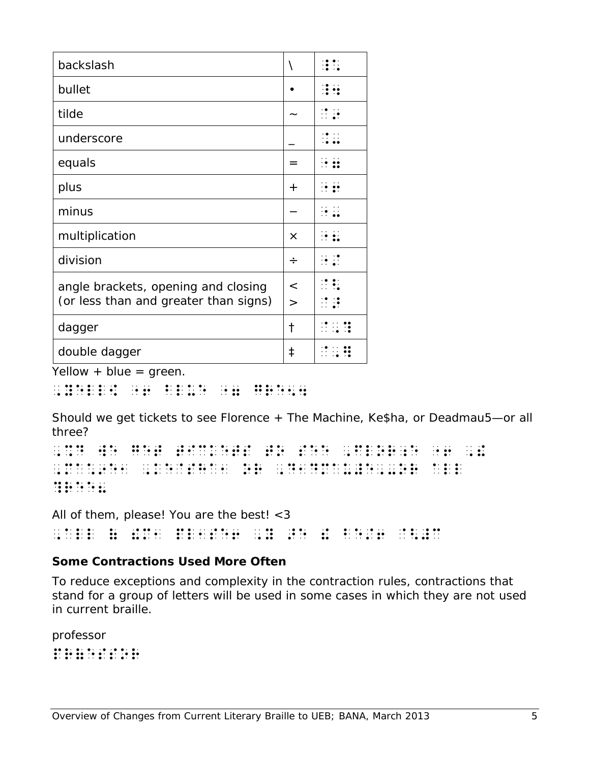| | | |
|---|---|---|
| backslash | \ | ⠸⠡ |
| bullet | • | ⠸⠲ |
| tilde | ~ | ⠈⠔ |
| underscore | _ | ⠨⠤ |
| equals | = | ⠐⠶ |
| plus | + | ⠐⠖ |
| minus | − | ⠐⠤ |
| multiplication | × | ⠐⠦ |
| division | ÷ | ⠐⠌ |
| angle brackets, opening and closing (or less than and greater than signs) | < > | ⠈⠣ ⠈⠜ |
| dagger | † | ⠈⠠⠹ |
| double dagger | ‡ | ⠈⠠⠻ |

Yellow + blue = green.

⠠⠽⠑⠇⠇⠪ ⠐⠖ ⠃⠇⠥⠑ ⠐⠶ ⠛⠗⠑⠢⠲

Should we get tickets to see Florence + The Machine, Ke$ha, or Deadmau5—or all three?

⠠⠩⠙ ⠺⠑ ⠛⠑⠞ ⠞⠊⠉⠅⠑⠞⠎ ⠞⠕ ⠎⠑⠑ ⠠⠋⠇⠕⠗⠰⠑ ⠐⠖ ⠠⠮ ⠠⠍⠁⠡⠔⠑⠂ ⠠⠅⠑⠈⠎⠓⠁⠂ ⠕⠗ ⠠⠙⠂⠙⠍⠁⠥⠼⠑⠠⠤⠕⠗ ⠁⠇⠇ ⠹⠗⠑⠑⠦

All of them, please! You are the best! <3

⠠⠁⠇⠇ ⠷ ⠮⠍⠂ ⠏⠇⠂⠎⠑⠖ ⠠⠽ ⠜⠑ ⠮ ⠃⠑⠌⠖ ⠈⠣⠼⠉

### Some Contractions Used More Often

To reduce exceptions and complexity in the contraction rules, contractions that stand for a group of letters will be used in some cases in which they are not used in current braille.

professor

⠏⠗⠷⠑⠎⠎⠕⠗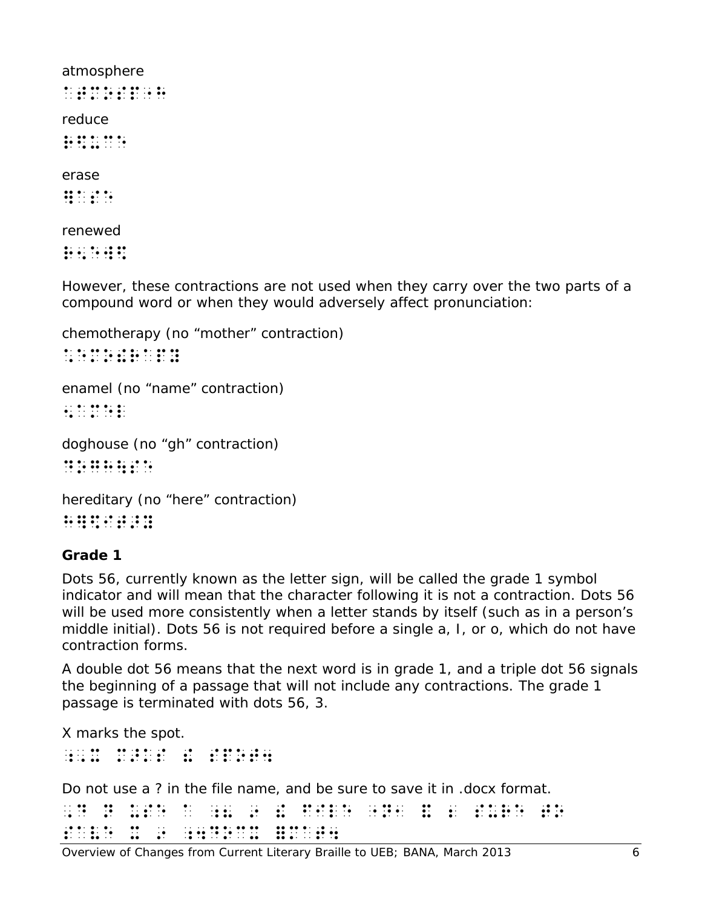atmosphere

⠁⠞⠍⠕⠎⠏⠓⠐⠑

reduce

⠗⠫⠥⠉⠑

erase

⠻⠁⠎⠑

renewed

⠗⠢⠑⠺⠫

However, these contractions are not used when they carry over the two parts of a compound word or when they would adversely affect pronunciation:

chemotherapy (no “mother” contraction)

⠡⠑⠍⠕⠹⠻⠁⠏⠽

enamel (no “name” contraction)

⠢⠁⠍⠑⠇

doghouse (no “gh” contraction)

⠙⠕⠛⠓⠳⠎⠑

hereditary (no “here” contraction)

⠓⠻⠫⠊⠞⠜⠽

### Grade 1

Dots 56, currently known as the letter sign, will be called the grade 1 symbol indicator and will mean that the character following it is not a contraction. Dots 56 will be used more consistently when a letter stands by itself (such as in a person’s middle initial). Dots 56 is not required before a single a, I, or o, which do not have contraction forms.

A double dot 56 means that the next word is in grade 1, and a triple dot 56 signals the beginning of a passage that will not include any contractions. The grade 1 passage is terminated with dots 56, 3.

X marks the spot.

⠠⠰⠭ ⠍⠜⠅⠎ ⠮ ⠎⠏⠕⠞⠲

Do not use a ? in the file name, and be sure to save it in .docx format.

⠠⠙ ⠝ ⠥⠎⠑ ⠁ ⠰⠦ ⠔ ⠮ ⠋⠊⠇⠑ ⠐⠝⠂ ⠯ ⠆ ⠎⠥⠗⠑ ⠞⠕
⠎⠁⠧⠑ ⠭ ⠔ ⠰⠲⠙⠕⠉⠭ ⠿⠍⠁⠞⠲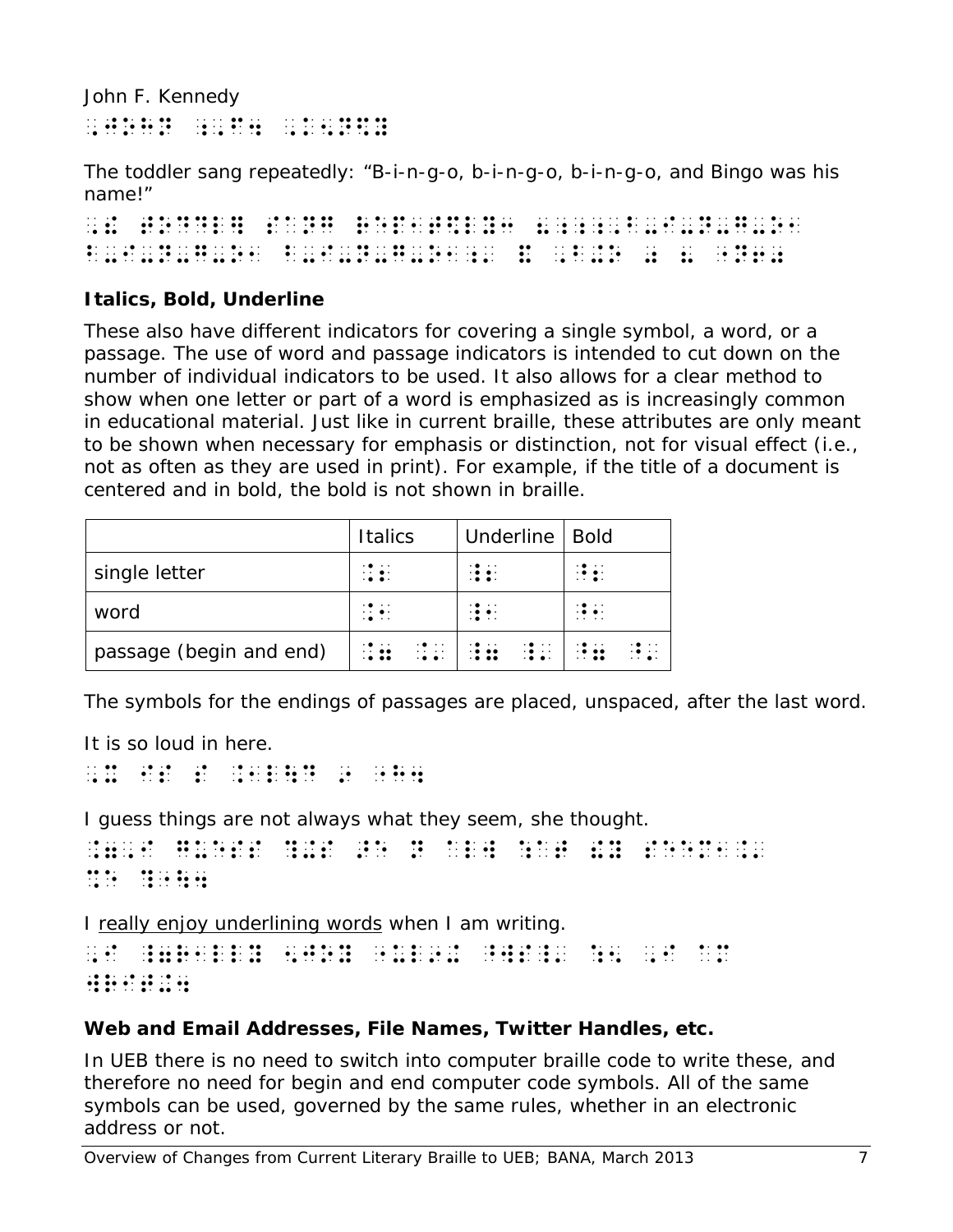John F. Kennedy

⠠⠚⠕⠓⠝ ⠠⠋⠲ ⠠⠅⠢⠝⠫⠽

The toddler sang repeatedly: “B-i-n-g-o, b-i-n-g-o, b-i-n-g-o, and Bingo was his name!”

⠠⠮ ⠞⠕⠙⠙⠇⠻ ⠎⠁⠝⠛ ⠗⠑⠏⠂⠞⠫⠇⠽⠒ ⠘⠦⠠⠃⠤⠊⠤⠝⠤⠛⠤⠕⠂
⠃⠤⠊⠤⠝⠤⠛⠤⠕⠂ ⠃⠤⠊⠤⠝⠤⠛⠤⠕⠂ ⠯ ⠠⠃⠬⠕ ⠴ ⠦ ⠐⠝⠖⠘⠴

### Italics, Bold, Underline

These also have different indicators for covering a single symbol, a word, or a passage. The use of word and passage indicators is intended to cut down on the number of individual indicators to be used. It also allows for a clear method to show when one letter or part of a word is emphasized as is increasingly common in educational material. Just like in current braille, these attributes are only meant to be shown when necessary for emphasis or distinction, not for visual effect (i.e., not as often as they are used in print). For example, if the title of a document is centered and in bold, the bold is not shown in braille.

| | Italics | Underline | Bold |
|---|---|---|---|
| single letter | ⠨⠆ | ⠸⠆ | ⠘⠆ |
| word | ⠨⠂ | ⠸⠂ | ⠘⠂ |
| passage (begin and end) | ⠨⠶ ⠨⠄ | ⠸⠶ ⠸⠄ | ⠘⠶ ⠘⠄ |

The symbols for the endings of passages are placed, unspaced, after the last word.

It is so loud in here.

⠠⠭ ⠊⠎ ⠎ ⠨⠂⠇⠳⠙ ⠔ ⠐⠓⠲

I guess things are not always what they seem, she thought.

⠨⠶⠠⠊ ⠛⠥⠑⠎⠎ ⠹⠬⠎ ⠜ ⠝ ⠁⠇⠺ ⠐⠱ ⠐⠮ ⠎⠑⠑⠍⠂⠨⠄
⠩ ⠐⠹⠲

I really enjoy underlining words when I am writing.

⠠⠊ ⠸⠶⠗⠂⠇⠇⠽ ⠢⠚⠕⠽ ⠐⠥⠇⠔⠬ ⠐⠺⠎⠸⠄ ⠱⠢ ⠠⠊ ⠁⠍
⠺⠗⠊⠞⠬⠲

### Web and Email Addresses, File Names, Twitter Handles, etc.

In UEB there is no need to switch into computer braille code to write these, and therefore no need for begin and end computer code symbols. All of the same symbols can be used, governed by the same rules, whether in an electronic address or not.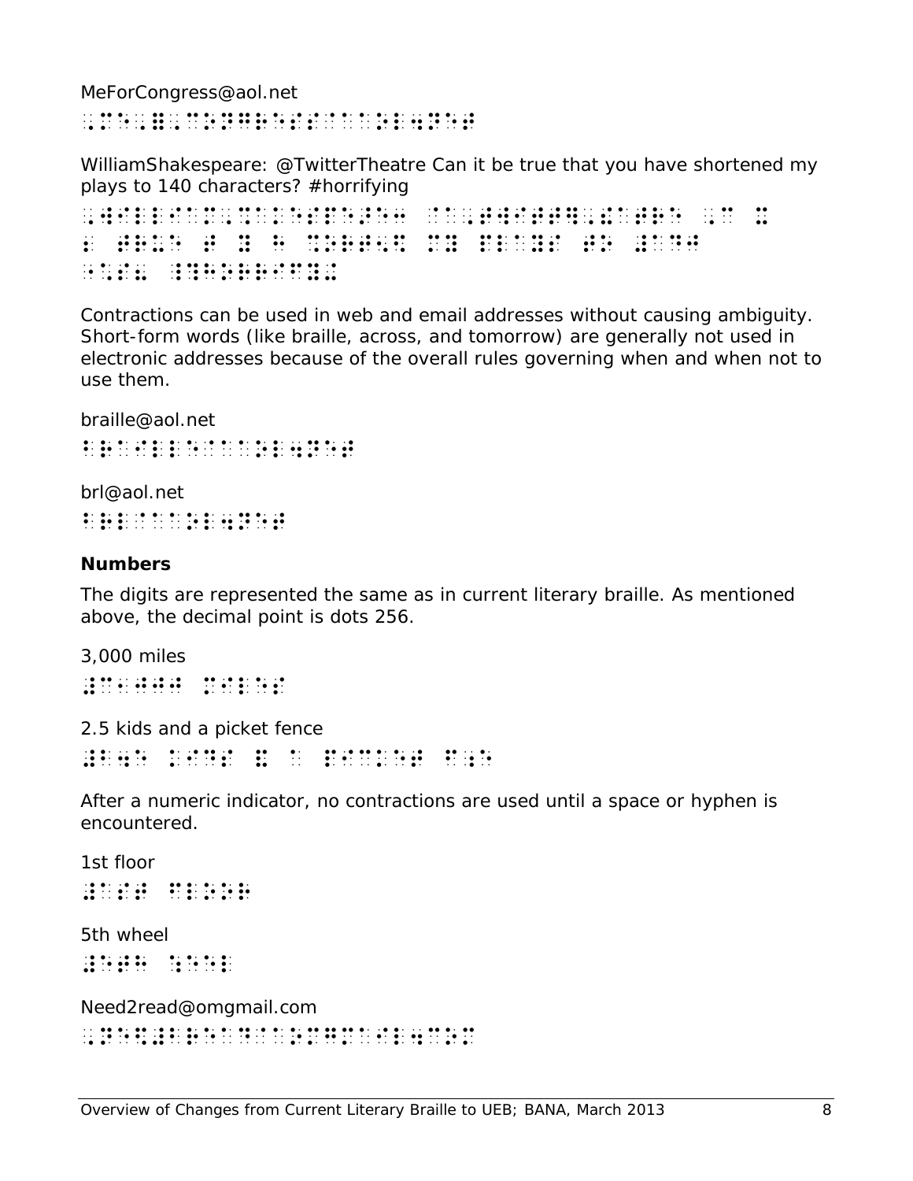MeForCongress@aol.net
⠠⠍⠑⠠⠿⠠⠒⠛⠗⠑⠎⠎⠈⠁⠁⠕⠇⠲⠝⠑⠞

WilliamShakespeare: @TwitterTheatre Can it be true that you have shortened my plays to 140 characters? #horrifying
⠠⠺⠊⠇⠇⠊⠁⠍⠠⠩⠁⠅⠑⠎⠏⠑⠜⠑⠒ ⠈⠁⠠⠞⠺⠊⠞⠞⠻⠠⠮⠁⠞⠗⠑ ⠠⠉ ⠭ ⠃ ⠞⠗⠥⠑ ⠞ ⠽ ⠓⠁⠧⠑ ⠩⠕⠗⠞⠢⠫ ⠍⠽ ⠏⠇⠁⠽⠎ ⠞⠕ ⠼⠁⠙⠚ ⠡⠜⠁⠉⠞⠻⠎⠦ ⠸⠹⠓⠕⠗⠗⠊⠋⠽⠬

Contractions can be used in web and email addresses without causing ambiguity. Short-form words (like braille, across, and tomorrow) are generally not used in electronic addresses because of the overall rules governing when and when not to use them.

braille@aol.net
⠃⠗⠁⠊⠇⠇⠑⠈⠁⠁⠕⠇⠲⠝⠑⠞

brl@aol.net
⠃⠗⠇⠈⠁⠁⠕⠇⠲⠝⠑⠞

### Numbers

The digits are represented the same as in current literary braille. As mentioned above, the decimal point is dots 256.

3,000 miles
⠼⠉⠂⠚⠚⠚ ⠍⠊⠇⠑⠎

2.5 kids and a picket fence
⠼⠃⠲⠑ ⠅⠊⠙⠎ ⠯ ⠁ ⠏⠊⠉⠅⠑⠞ ⠋⠢⠉⠑

After a numeric indicator, no contractions are used until a space or hyphen is encountered.

1st floor
⠼⠁⠎⠞ ⠋⠇⠕⠕⠗

5th wheel
⠼⠑⠞⠓ ⠱⠑⠑⠇

Need2read@omgmail.com
⠠⠝⠑⠫⠼⠃⠗⠑⠁⠙⠈⠁⠕⠍⠛⠍⠁⠊⠇⠲⠉⠕⠍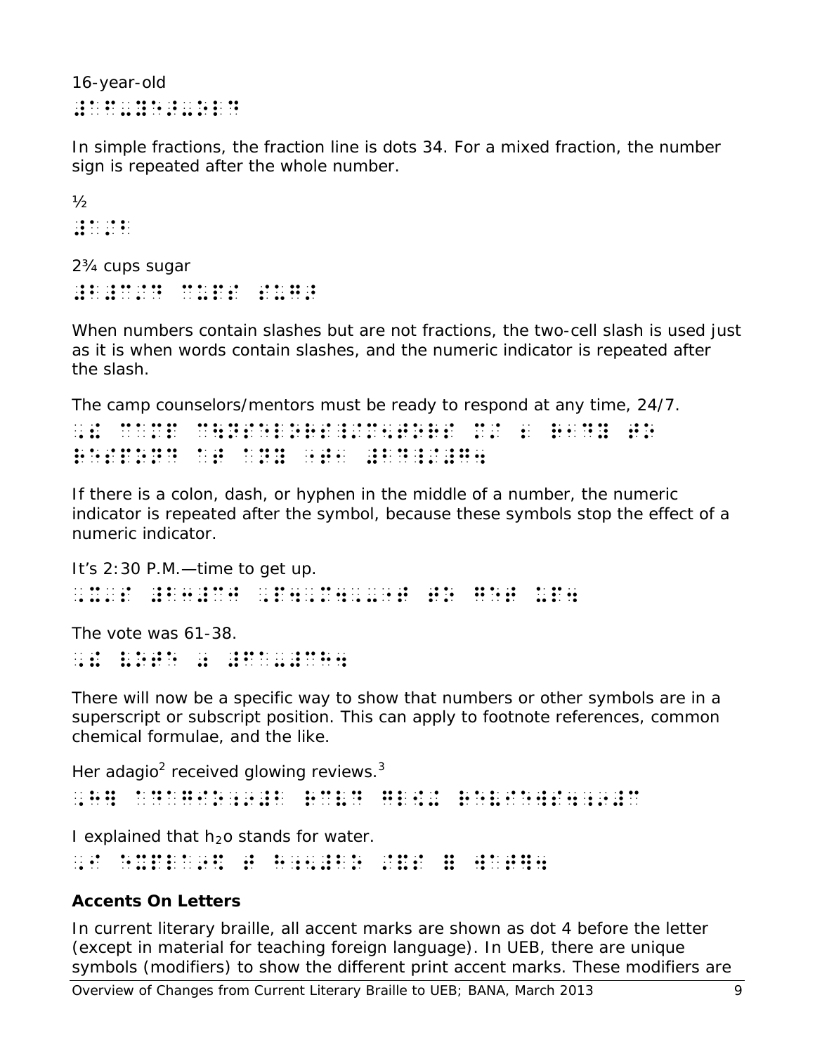16-year-old

⠼⠁⠋⠤⠽⠑⠜⠤⠕⠇⠙

In simple fractions, the fraction line is dots 34. For a mixed fraction, the number sign is repeated after the whole number.

½

⠼⠁⠌⠃

2¾ cups sugar

⠼⠃⠼⠉⠌⠙ ⠉⠥⠏⠎ ⠎⠥⠛⠜

When numbers contain slashes but are not fractions, the two-cell slash is used just as it is when words contain slashes, and the numeric indicator is repeated after the slash.

The camp counselors/mentors must be ready to respond at any time, 24/7.

⠠⠮ ⠉⠁⠍⠏ ⠉⠨⠝⠎⠑⠇⠕⠗⠎⠸⠌⠍⠢⠞⠕⠗⠎ ⠍⠌ ⠆ ⠗⠂⠙⠽ ⠞⠕
⠗⠑⠎⠏⠕⠝⠙ ⠁⠞ ⠁⠝⠽ ⠐⠞⠂ ⠼⠃⠙⠸⠌⠼⠛⠲

If there is a colon, dash, or hyphen in the middle of a number, the numeric indicator is repeated after the symbol, because these symbols stop the effect of a numeric indicator.

It's 2:30 P.M.—time to get up.

⠠⠭⠄⠎ ⠼⠃⠒⠼⠉⠚ ⠠⠏⠲⠠⠍⠲⠠⠤⠐⠞ ⠞⠕ ⠛⠑⠞ ⠥⠏⠲

The vote was 61-38.

⠠⠮ ⠧⠕⠞⠑ ⠴ ⠼⠋⠁⠤⠼⠉⠓⠲

There will now be a specific way to show that numbers or other symbols are in a superscript or subscript position. This can apply to footnote references, common chemical formulae, and the like.

Her adagio[2] received glowing reviews.[3]

⠠⠓⠻ ⠁⠙⠁⠛⠊⠕⠔⠼⠃ ⠗⠉⠧⠙ ⠛⠇⠪⠬ ⠗⠑⠧⠊⠑⠺⠎⠲⠔⠼⠉

I explained that $h_2o$ stands for water.

⠠⠊ ⠑⠭⠏⠇⠁⠔⠫ ⠞ ⠓⠢⠼⠃⠕ ⠌⠯⠎ ⠿ ⠺⠁⠞⠻⠲

**Accents On Letters**

In current literary braille, all accent marks are shown as dot 4 before the letter (except in material for teaching foreign language). In UEB, there are unique symbols (modifiers) to show the different print accent marks. These modifiers are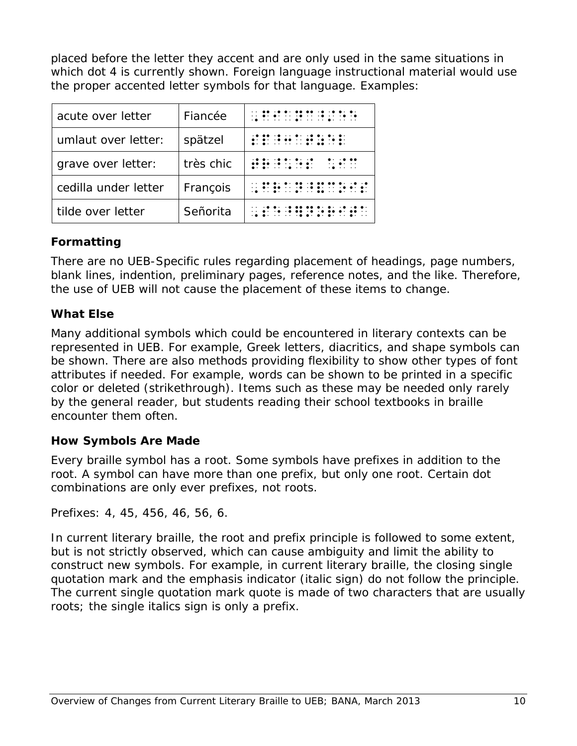placed before the letter they accent and are only used in the same situations in which dot 4 is currently shown. Foreign language instructional material would use the proper accented letter symbols for that language. Examples:

| | | |
|---|---|---|
| acute over letter | Fiancée | ⠠⠋⠊⠁⠝⠉⠘⠌⠑⠑ |
| umlaut over letter: | spätzel | ⠎⠏⠘⠒⠁⠞⠵⠑⠇ |
| grave over letter: | très chic | ⠞⠗⠘⠡⠑⠎ ⠡⠊⠉ |
| cedilla under letter | François | ⠠⠋⠗⠁⠝⠘⠯⠉⠕⠊⠎ |
| tilde over letter | Señorita | ⠠⠎⠑⠘⠻⠝⠕⠗⠊⠞⠁ |

### Formatting

There are no UEB-Specific rules regarding placement of headings, page numbers, blank lines, indention, preliminary pages, reference notes, and the like. Therefore, the use of UEB will not cause the placement of these items to change.

### What Else

Many additional symbols which could be encountered in literary contexts can be represented in UEB. For example, Greek letters, diacritics, and shape symbols can be shown. There are also methods providing flexibility to show other types of font attributes if needed. For example, words can be shown to be printed in a specific color or deleted (strikethrough). Items such as these may be needed only rarely by the general reader, but students reading their school textbooks in braille encounter them often.

### How Symbols Are Made

Every braille symbol has a root. Some symbols have prefixes in addition to the root. A symbol can have more than one prefix, but only one root. Certain dot combinations are only ever prefixes, not roots.

Prefixes: 4, 45, 456, 46, 56, 6.

In current literary braille, the root and prefix principle is followed to some extent, but is not strictly observed, which can cause ambiguity and limit the ability to construct new symbols. For example, in current literary braille, the closing single quotation mark and the emphasis indicator (italic sign) do not follow the principle. The current single quotation mark quote is made of two characters that are usually roots; the single italics sign is only a prefix.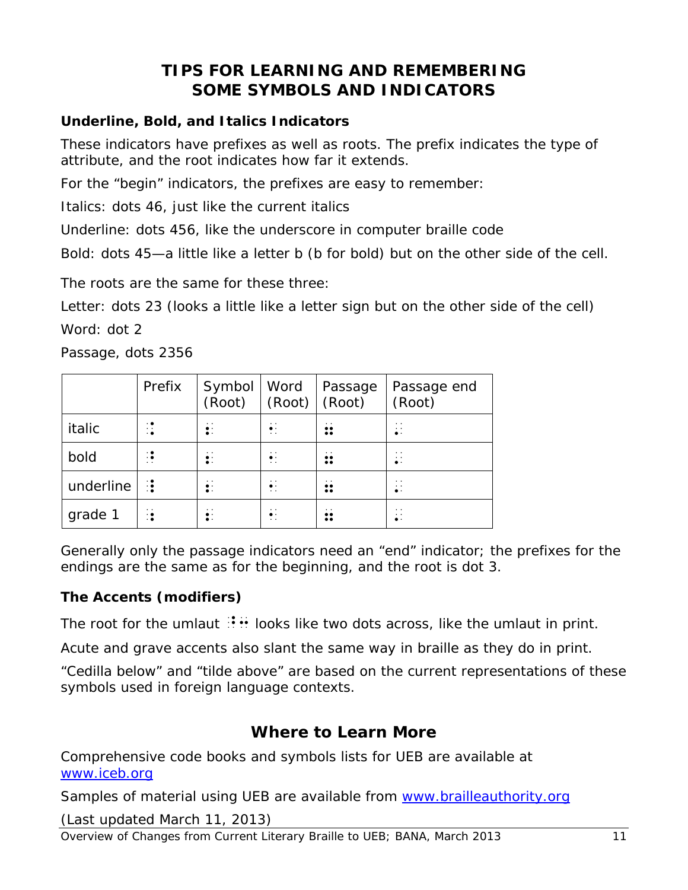# TIPS FOR LEARNING AND REMEMBERING SOME SYMBOLS AND INDICATORS

### Underline, Bold, and Italics Indicators

These indicators have prefixes as well as roots. The prefix indicates the type of attribute, and the root indicates how far it extends.

For the "begin" indicators, the prefixes are easy to remember:

Italics: dots 46, just like the current italics

Underline: dots 456, like the underscore in computer braille code

Bold: dots 45—a little like a letter b (b for bold) but on the other side of the cell.

The roots are the same for these three:

Letter: dots 23 (looks a little like a letter sign but on the other side of the cell)

Word: dot 2

Passage, dots 2356

| | Prefix | Symbol (Root) | Word (Root) | Passage (Root) | Passage end (Root) |
|---|---|---|---|---|---|
| italic | ⠨ | ⠆ | ⠂ | ⠶ | ⠄ |
| bold | ⠘ | ⠆ | ⠂ | ⠶ | ⠄ |
| underline | ⠸ | ⠆ | ⠂ | ⠶ | ⠄ |
| grade 1 | ⠰ | ⠆ | ⠂ | ⠶ | ⠄ |

Generally only the passage indicators need an "end" indicator; the prefixes for the endings are the same as for the beginning, and the root is dot 3.

### The Accents (modifiers)

The root for the umlaut ⠘⠒ looks like two dots across, like the umlaut in print.

Acute and grave accents also slant the same way in braille as they do in print.

"Cedilla below" and "tilde above" are based on the current representations of these symbols used in foreign language contexts.

## Where to Learn More

Comprehensive code books and symbols lists for UEB are available at www.iceb.org

Samples of material using UEB are available from www.brailleauthority.org

(Last updated March 11, 2013)